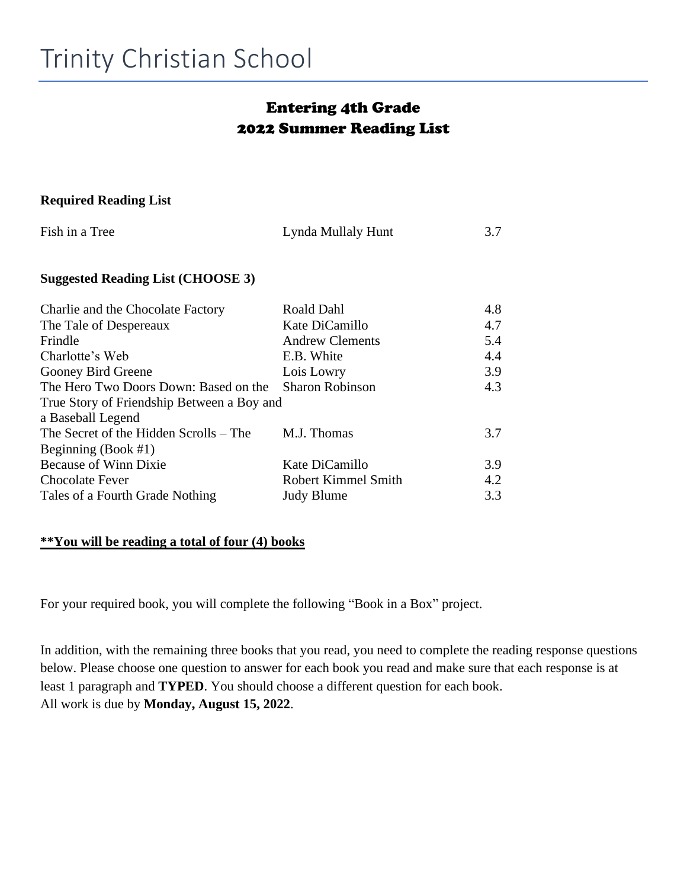# Trinity Christian School

## Entering 4th Grade
## 2022 Summer Reading List

**Required Reading List**

| Title | Author | Level |
| --- | --- | --- |
| Fish in a Tree | Lynda Mullaly Hunt | 3.7 |

**Suggested Reading List (CHOOSE 3)**

| Title | Author | Level |
| --- | --- | --- |
| Charlie and the Chocolate Factory | Roald Dahl | 4.8 |
| The Tale of Despereaux | Kate DiCamillo | 4.7 |
| Frindle | Andrew Clements | 5.4 |
| Charlotte's Web | E.B. White | 4.4 |
| Gooney Bird Greene | Lois Lowry | 3.9 |
| The Hero Two Doors Down: Based on the True Story of Friendship Between a Boy and a Baseball Legend | Sharon Robinson | 4.3 |
| The Secret of the Hidden Scrolls – The Beginning (Book #1) | M.J. Thomas | 3.7 |
| Because of Winn Dixie | Kate DiCamillo | 3.9 |
| Chocolate Fever | Robert Kimmel Smith | 4.2 |
| Tales of a Fourth Grade Nothing | Judy Blume | 3.3 |

<u>**\*\*You will be reading a total of four (4) books**</u>

For your required book, you will complete the following "Book in a Box" project.

In addition, with the remaining three books that you read, you need to complete the reading response questions below. Please choose one question to answer for each book you read and make sure that each response is at least 1 paragraph and **TYPED**. You should choose a different question for each book.
All work is due by **Monday, August 15, 2022**.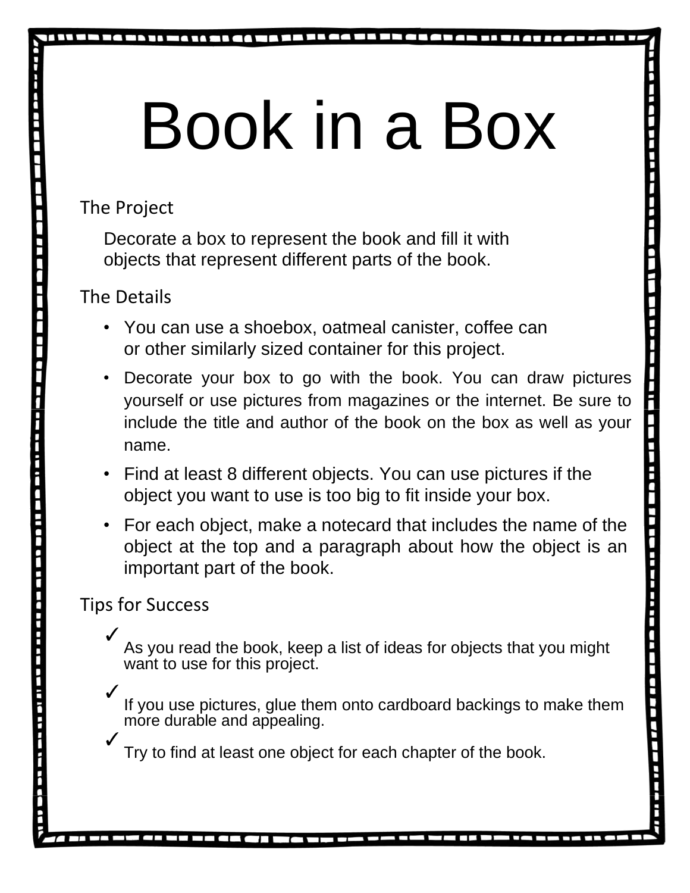# Book in a Box

## The Project

Decorate a box to represent the book and fill it with objects that represent different parts of the book.

## The Details

- You can use a shoebox, oatmeal canister, coffee can or other similarly sized container for this project.
- Decorate your box to go with the book. You can draw pictures yourself or use pictures from magazines or the internet. Be sure to include the title and author of the book on the box as well as your name.
- Find at least 8 different objects. You can use pictures if the object you want to use is too big to fit inside your box.
- For each object, make a notecard that includes the name of the object at the top and a paragraph about how the object is an important part of the book.

## Tips for Success

- ✓ As you read the book, keep a list of ideas for objects that you might want to use for this project.
- ✓ If you use pictures, glue them onto cardboard backings to make them more durable and appealing.
- ✓ Try to find at least one object for each chapter of the book.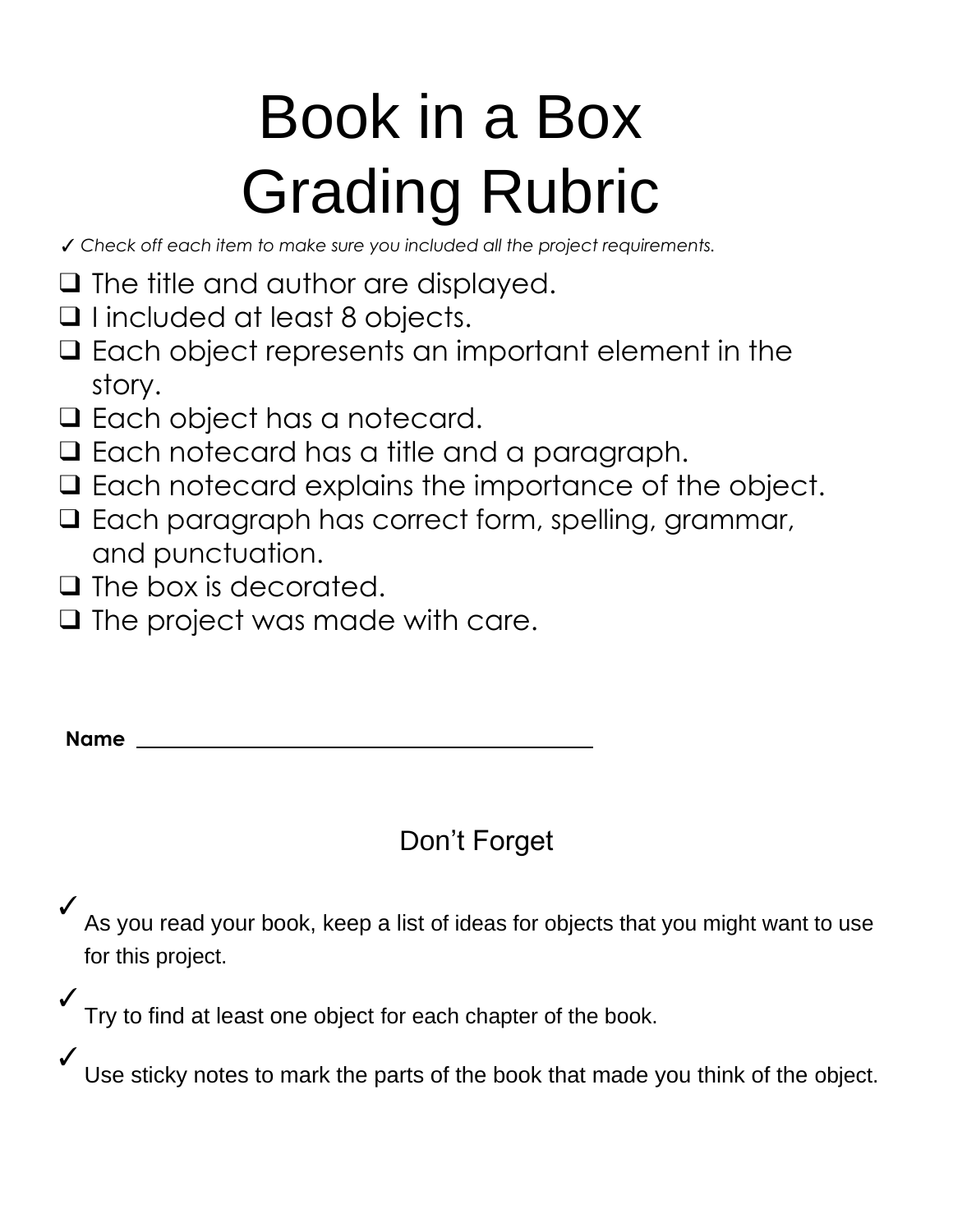# Book in a Box Grading Rubric

✓ *Check off each item to make sure you included all the project requirements.*

- [ ] The title and author are displayed.
- [ ] I included at least 8 objects.
- [ ] Each object represents an important element in the story.
- [ ] Each object has a notecard.
- [ ] Each notecard has a title and a paragraph.
- [ ] Each notecard explains the importance of the object.
- [ ] Each paragraph has correct form, spelling, grammar, and punctuation.
- [ ] The box is decorated.
- [ ] The project was made with care.

**Name** ______________________________

## Don't Forget

✓ As you read your book, keep a list of ideas for objects that you might want to use for this project.

✓ Try to find at least one object for each chapter of the book.

✓ Use sticky notes to mark the parts of the book that made you think of the object.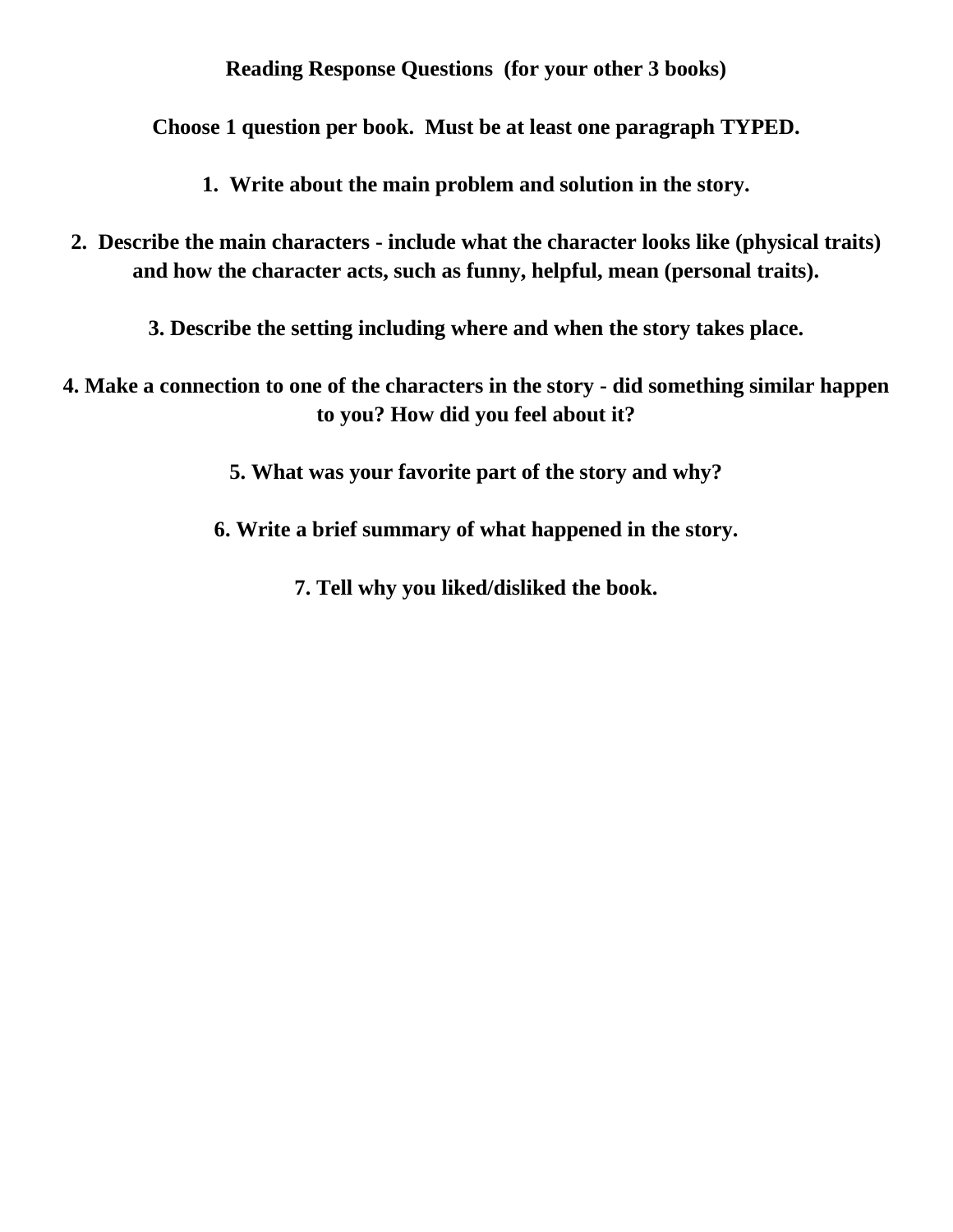**Reading Response Questions (for your other 3 books)**

**Choose 1 question per book. Must be at least one paragraph TYPED.**

**1. Write about the main problem and solution in the story.**

**2. Describe the main characters - include what the character looks like (physical traits) and how the character acts, such as funny, helpful, mean (personal traits).**

**3. Describe the setting including where and when the story takes place.**

**4. Make a connection to one of the characters in the story - did something similar happen to you? How did you feel about it?**

**5. What was your favorite part of the story and why?**

**6. Write a brief summary of what happened in the story.**

**7. Tell why you liked/disliked the book.**